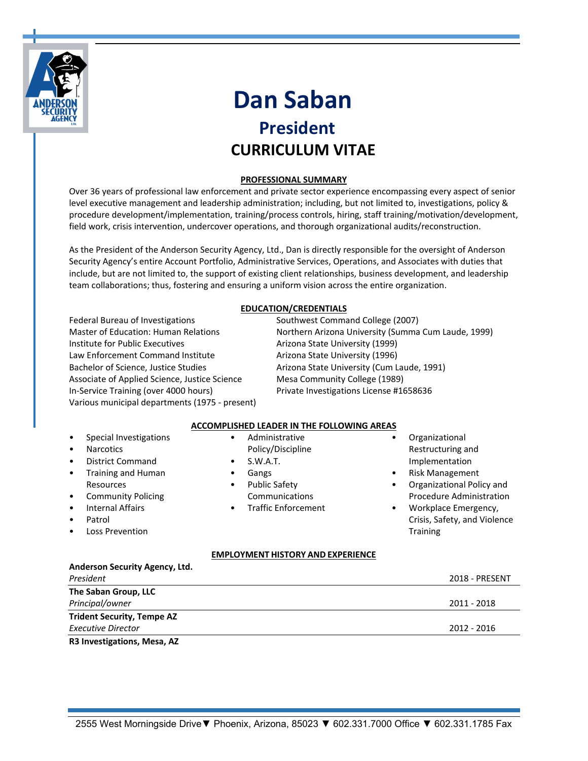# Dan Saban

## President

## CURRICULUM VITAE

### PROFESSIONAL SUMMARY

Over 36 years of professional law enforcement and private sector experience encompassing every aspect of senior level executive management and leadership administration; including, but not limited to, investigations, policy & procedure development/implementation, training/process controls, hiring, staff training/motivation/development, field work, crisis intervention, undercover operations, and thorough organizational audits/reconstruction.

As the President of the Anderson Security Agency, Ltd., Dan is directly responsible for the oversight of Anderson Security Agency's entire Account Portfolio, Administrative Services, Operations, and Associates with duties that include, but are not limited to, the support of existing client relationships, business development, and leadership team collaborations; thus, fostering and ensuring a uniform vision across the entire organization.

### EDUCATION/CREDENTIALS

| | |
|---|---|
| Federal Bureau of Investigations | Southwest Command College (2007) |
| Master of Education: Human Relations | Northern Arizona University (Summa Cum Laude, 1999) |
| Institute for Public Executives | Arizona State University (1999) |
| Law Enforcement Command Institute | Arizona State University (1996) |
| Bachelor of Science, Justice Studies | Arizona State University (Cum Laude, 1991) |
| Associate of Applied Science, Justice Science | Mesa Community College (1989) |
| In-Service Training (over 4000 hours) | Private Investigations License #1658636 |
| Various municipal departments (1975 - present) | |

### ACCOMPLISHED LEADER IN THE FOLLOWING AREAS

- Special Investigations
- Narcotics
- District Command
- Training and Human Resources
- Community Policing
- Internal Affairs
- Patrol
- Loss Prevention
- Administrative Policy/Discipline
- S.W.A.T.
- Gangs
- Public Safety Communications
- Traffic Enforcement
- Organizational Restructuring and Implementation
- Risk Management
- Organizational Policy and Procedure Administration
- Workplace Emergency, Crisis, Safety, and Violence Training

### EMPLOYMENT HISTORY AND EXPERIENCE

**Anderson Security Agency, Ltd.**
*President* — 2018 - PRESENT

**The Saban Group, LLC**
*Principal/owner* — 2011 - 2018

**Trident Security, Tempe AZ**
*Executive Director* — 2012 - 2016

**R3 Investigations, Mesa, AZ**

2555 West Morningside Drive ▼ Phoenix, Arizona, 85023 ▼ 602.331.7000 Office ▼ 602.331.1785 Fax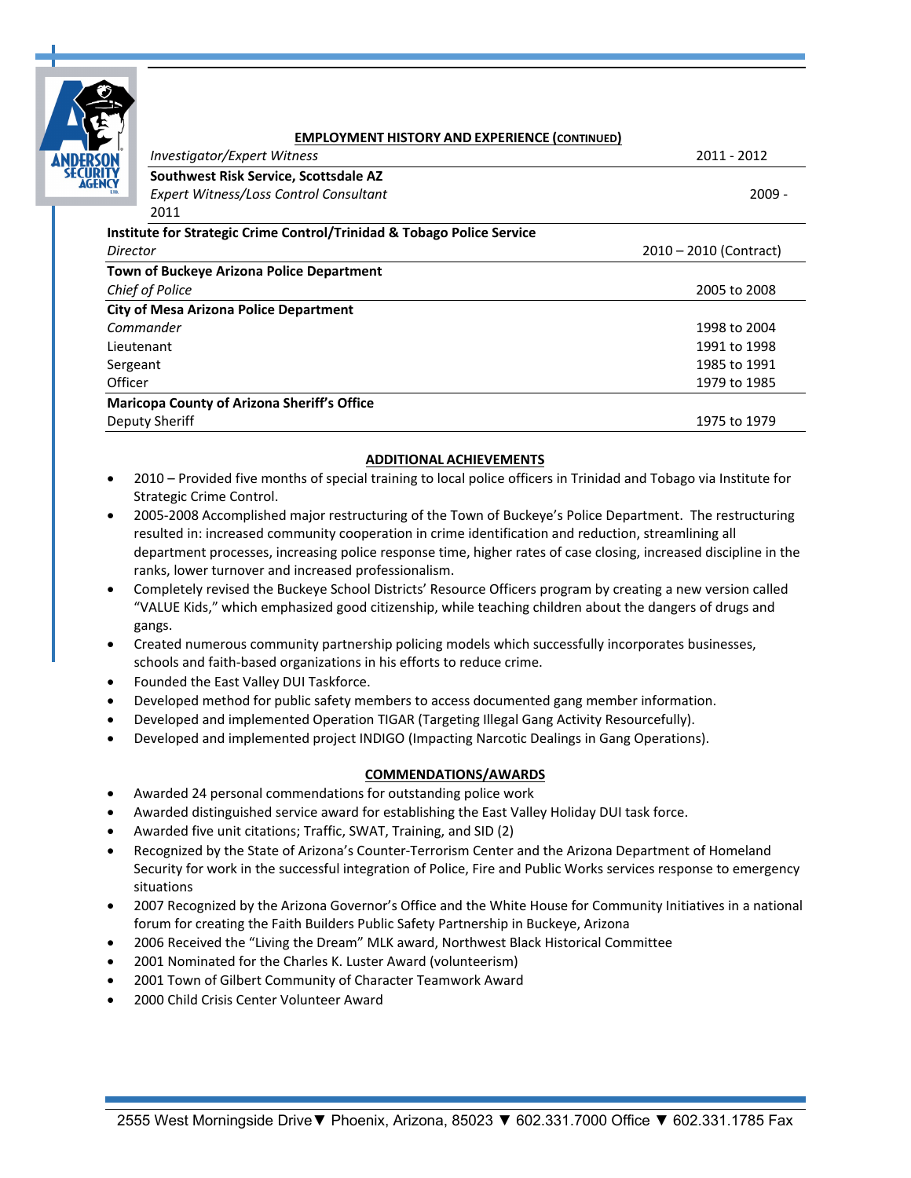## EMPLOYMENT HISTORY AND EXPERIENCE (CONTINUED)

| | |
|---|---|
| *Investigator/Expert Witness* | 2011 - 2012 |
| **Southwest Risk Service, Scottsdale AZ** | |
| *Expert Witness/Loss Control Consultant* | 2009 - 2011 |
| **Institute for Strategic Crime Control/Trinidad & Tobago Police Service** | |
| *Director* | 2010 – 2010 (Contract) |
| **Town of Buckeye Arizona Police Department** | |
| *Chief of Police* | 2005 to 2008 |
| **City of Mesa Arizona Police Department** | |
| *Commander* | 1998 to 2004 |
| Lieutenant | 1991 to 1998 |
| Sergeant | 1985 to 1991 |
| Officer | 1979 to 1985 |
| **Maricopa County of Arizona Sheriff's Office** | |
| Deputy Sheriff | 1975 to 1979 |

## ADDITIONAL ACHIEVEMENTS

- 2010 – Provided five months of special training to local police officers in Trinidad and Tobago via Institute for Strategic Crime Control.
- 2005-2008 Accomplished major restructuring of the Town of Buckeye's Police Department. The restructuring resulted in: increased community cooperation in crime identification and reduction, streamlining all department processes, increasing police response time, higher rates of case closing, increased discipline in the ranks, lower turnover and increased professionalism.
- Completely revised the Buckeye School Districts' Resource Officers program by creating a new version called "VALUE Kids," which emphasized good citizenship, while teaching children about the dangers of drugs and gangs.
- Created numerous community partnership policing models which successfully incorporates businesses, schools and faith-based organizations in his efforts to reduce crime.
- Founded the East Valley DUI Taskforce.
- Developed method for public safety members to access documented gang member information.
- Developed and implemented Operation TIGAR (Targeting Illegal Gang Activity Resourcefully).
- Developed and implemented project INDIGO (Impacting Narcotic Dealings in Gang Operations).

## COMMENDATIONS/AWARDS

- Awarded 24 personal commendations for outstanding police work
- Awarded distinguished service award for establishing the East Valley Holiday DUI task force.
- Awarded five unit citations; Traffic, SWAT, Training, and SID (2)
- Recognized by the State of Arizona's Counter-Terrorism Center and the Arizona Department of Homeland Security for work in the successful integration of Police, Fire and Public Works services response to emergency situations
- 2007 Recognized by the Arizona Governor's Office and the White House for Community Initiatives in a national forum for creating the Faith Builders Public Safety Partnership in Buckeye, Arizona
- 2006 Received the "Living the Dream" MLK award, Northwest Black Historical Committee
- 2001 Nominated for the Charles K. Luster Award (volunteerism)
- 2001 Town of Gilbert Community of Character Teamwork Award
- 2000 Child Crisis Center Volunteer Award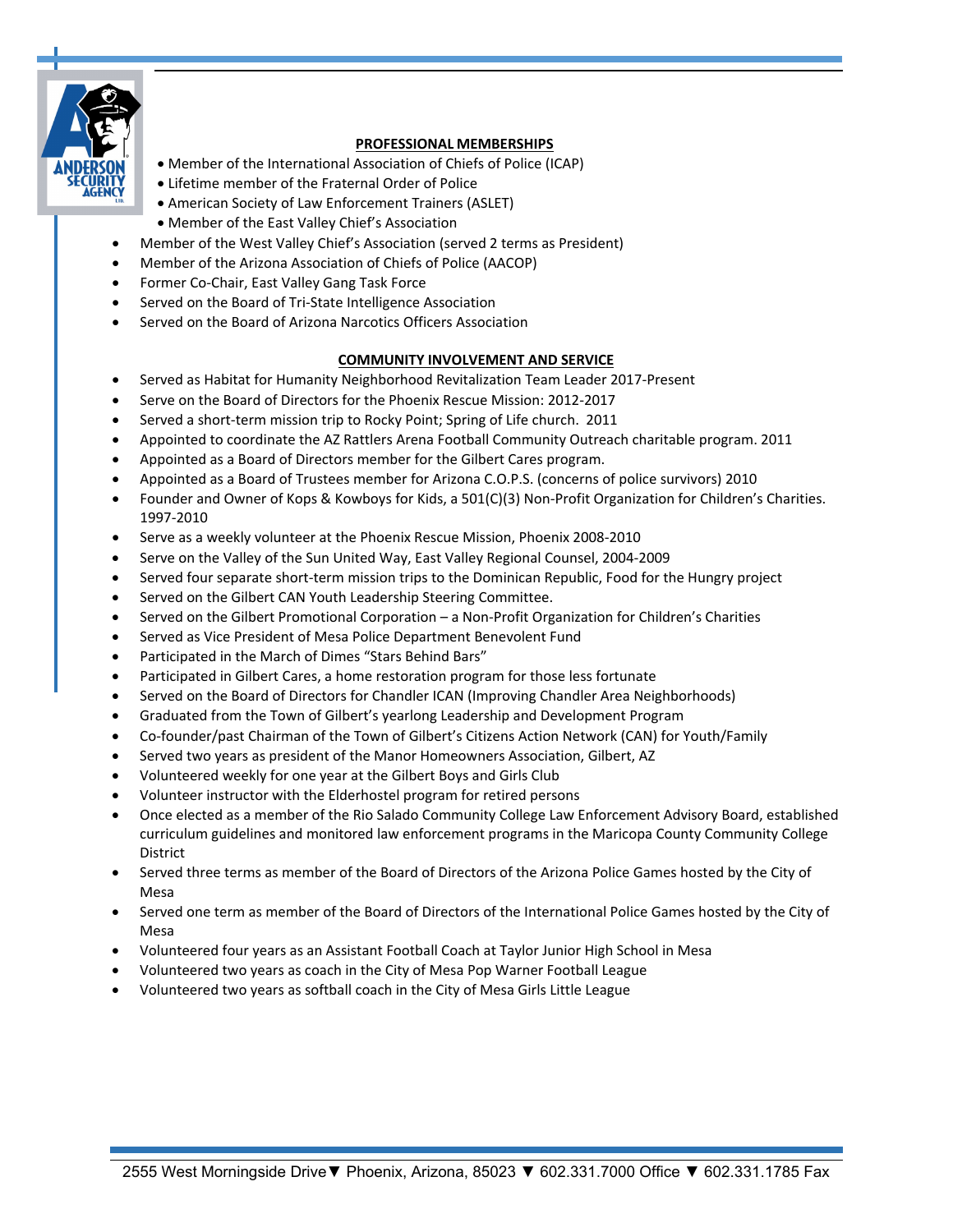## PROFESSIONAL MEMBERSHIPS

- Member of the International Association of Chiefs of Police (ICAP)
- Lifetime member of the Fraternal Order of Police
- American Society of Law Enforcement Trainers (ASLET)
- Member of the East Valley Chief's Association
- Member of the West Valley Chief's Association (served 2 terms as President)
- Member of the Arizona Association of Chiefs of Police (AACOP)
- Former Co-Chair, East Valley Gang Task Force
- Served on the Board of Tri-State Intelligence Association
- Served on the Board of Arizona Narcotics Officers Association

## COMMUNITY INVOLVEMENT AND SERVICE

- Served as Habitat for Humanity Neighborhood Revitalization Team Leader 2017-Present
- Serve on the Board of Directors for the Phoenix Rescue Mission: 2012-2017
- Served a short-term mission trip to Rocky Point; Spring of Life church. 2011
- Appointed to coordinate the AZ Rattlers Arena Football Community Outreach charitable program. 2011
- Appointed as a Board of Directors member for the Gilbert Cares program.
- Appointed as a Board of Trustees member for Arizona C.O.P.S. (concerns of police survivors) 2010
- Founder and Owner of Kops & Kowboys for Kids, a 501(C)(3) Non-Profit Organization for Children's Charities. 1997-2010
- Serve as a weekly volunteer at the Phoenix Rescue Mission, Phoenix 2008-2010
- Serve on the Valley of the Sun United Way, East Valley Regional Counsel, 2004-2009
- Served four separate short-term mission trips to the Dominican Republic, Food for the Hungry project
- Served on the Gilbert CAN Youth Leadership Steering Committee.
- Served on the Gilbert Promotional Corporation – a Non-Profit Organization for Children's Charities
- Served as Vice President of Mesa Police Department Benevolent Fund
- Participated in the March of Dimes "Stars Behind Bars"
- Participated in Gilbert Cares, a home restoration program for those less fortunate
- Served on the Board of Directors for Chandler ICAN (Improving Chandler Area Neighborhoods)
- Graduated from the Town of Gilbert's yearlong Leadership and Development Program
- Co-founder/past Chairman of the Town of Gilbert's Citizens Action Network (CAN) for Youth/Family
- Served two years as president of the Manor Homeowners Association, Gilbert, AZ
- Volunteered weekly for one year at the Gilbert Boys and Girls Club
- Volunteer instructor with the Elderhostel program for retired persons
- Once elected as a member of the Rio Salado Community College Law Enforcement Advisory Board, established curriculum guidelines and monitored law enforcement programs in the Maricopa County Community College District
- Served three terms as member of the Board of Directors of the Arizona Police Games hosted by the City of Mesa
- Served one term as member of the Board of Directors of the International Police Games hosted by the City of Mesa
- Volunteered four years as an Assistant Football Coach at Taylor Junior High School in Mesa
- Volunteered two years as coach in the City of Mesa Pop Warner Football League
- Volunteered two years as softball coach in the City of Mesa Girls Little League